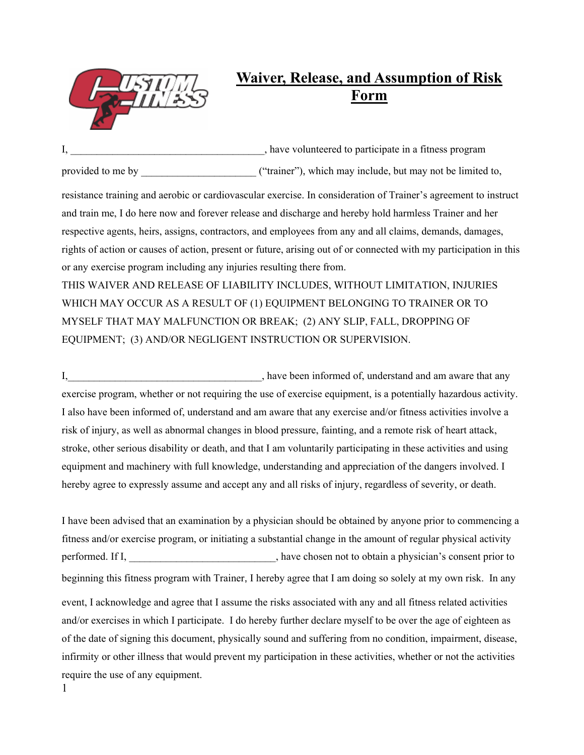# Waiver, Release, and Assumption of Risk Form

I, ______________________________________, have volunteered to participate in a fitness program provided to me by ______________________ ("trainer"), which may include, but may not be limited to, resistance training and aerobic or cardiovascular exercise. In consideration of Trainer's agreement to instruct and train me, I do here now and forever release and discharge and hereby hold harmless Trainer and her respective agents, heirs, assigns, contractors, and employees from any and all claims, demands, damages, rights of action or causes of action, present or future, arising out of or connected with my participation in this or any exercise program including any injuries resulting there from.

THIS WAIVER AND RELEASE OF LIABILITY INCLUDES, WITHOUT LIMITATION, INJURIES WHICH MAY OCCUR AS A RESULT OF (1) EQUIPMENT BELONGING TO TRAINER OR TO MYSELF THAT MAY MALFUNCTION OR BREAK; (2) ANY SLIP, FALL, DROPPING OF EQUIPMENT; (3) AND/OR NEGLIGENT INSTRUCTION OR SUPERVISION.

I,______________________________________, have been informed of, understand and am aware that any exercise program, whether or not requiring the use of exercise equipment, is a potentially hazardous activity. I also have been informed of, understand and am aware that any exercise and/or fitness activities involve a risk of injury, as well as abnormal changes in blood pressure, fainting, and a remote risk of heart attack, stroke, other serious disability or death, and that I am voluntarily participating in these activities and using equipment and machinery with full knowledge, understanding and appreciation of the dangers involved. I hereby agree to expressly assume and accept any and all risks of injury, regardless of severity, or death.

I have been advised that an examination by a physician should be obtained by anyone prior to commencing a fitness and/or exercise program, or initiating a substantial change in the amount of regular physical activity performed. If I, ____________________________, have chosen not to obtain a physician's consent prior to beginning this fitness program with Trainer, I hereby agree that I am doing so solely at my own risk. In any event, I acknowledge and agree that I assume the risks associated with any and all fitness related activities and/or exercises in which I participate. I do hereby further declare myself to be over the age of eighteen as of the date of signing this document, physically sound and suffering from no condition, impairment, disease, infirmity or other illness that would prevent my participation in these activities, whether or not the activities require the use of any equipment.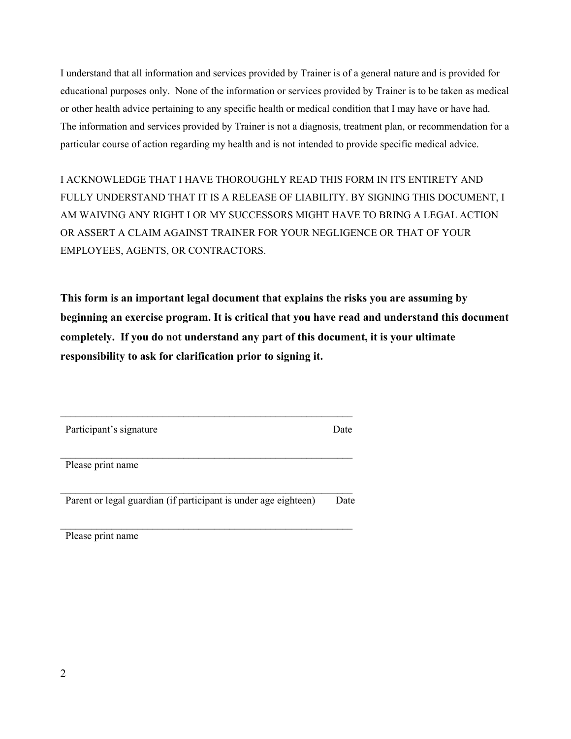I understand that all information and services provided by Trainer is of a general nature and is provided for educational purposes only. None of the information or services provided by Trainer is to be taken as medical or other health advice pertaining to any specific health or medical condition that I may have or have had. The information and services provided by Trainer is not a diagnosis, treatment plan, or recommendation for a particular course of action regarding my health and is not intended to provide specific medical advice.

I ACKNOWLEDGE THAT I HAVE THOROUGHLY READ THIS FORM IN ITS ENTIRETY AND FULLY UNDERSTAND THAT IT IS A RELEASE OF LIABILITY. BY SIGNING THIS DOCUMENT, I AM WAIVING ANY RIGHT I OR MY SUCCESSORS MIGHT HAVE TO BRING A LEGAL ACTION OR ASSERT A CLAIM AGAINST TRAINER FOR YOUR NEGLIGENCE OR THAT OF YOUR EMPLOYEES, AGENTS, OR CONTRACTORS.

**This form is an important legal document that explains the risks you are assuming by beginning an exercise program. It is critical that you have read and understand this document completely. If you do not understand any part of this document, it is your ultimate responsibility to ask for clarification prior to signing it.**

\_\_\_\_\_\_\_\_\_\_\_\_\_\_\_\_\_\_\_\_\_\_\_\_\_\_\_\_\_\_\_\_\_\_\_\_\_\_\_\_\_\_\_\_\_\_\_\_\_\_\_\_\_\_\_\_\_\_

Participant's signature Date

\_\_\_\_\_\_\_\_\_\_\_\_\_\_\_\_\_\_\_\_\_\_\_\_\_\_\_\_\_\_\_\_\_\_\_\_\_\_\_\_\_\_\_\_\_\_\_\_\_\_\_\_\_\_\_\_\_\_

Please print name

\_\_\_\_\_\_\_\_\_\_\_\_\_\_\_\_\_\_\_\_\_\_\_\_\_\_\_\_\_\_\_\_\_\_\_\_\_\_\_\_\_\_\_\_\_\_\_\_\_\_\_\_\_\_\_\_\_\_

Parent or legal guardian (if participant is under age eighteen) Date

\_\_\_\_\_\_\_\_\_\_\_\_\_\_\_\_\_\_\_\_\_\_\_\_\_\_\_\_\_\_\_\_\_\_\_\_\_\_\_\_\_\_\_\_\_\_\_\_\_\_\_\_\_\_\_\_\_\_

Please print name